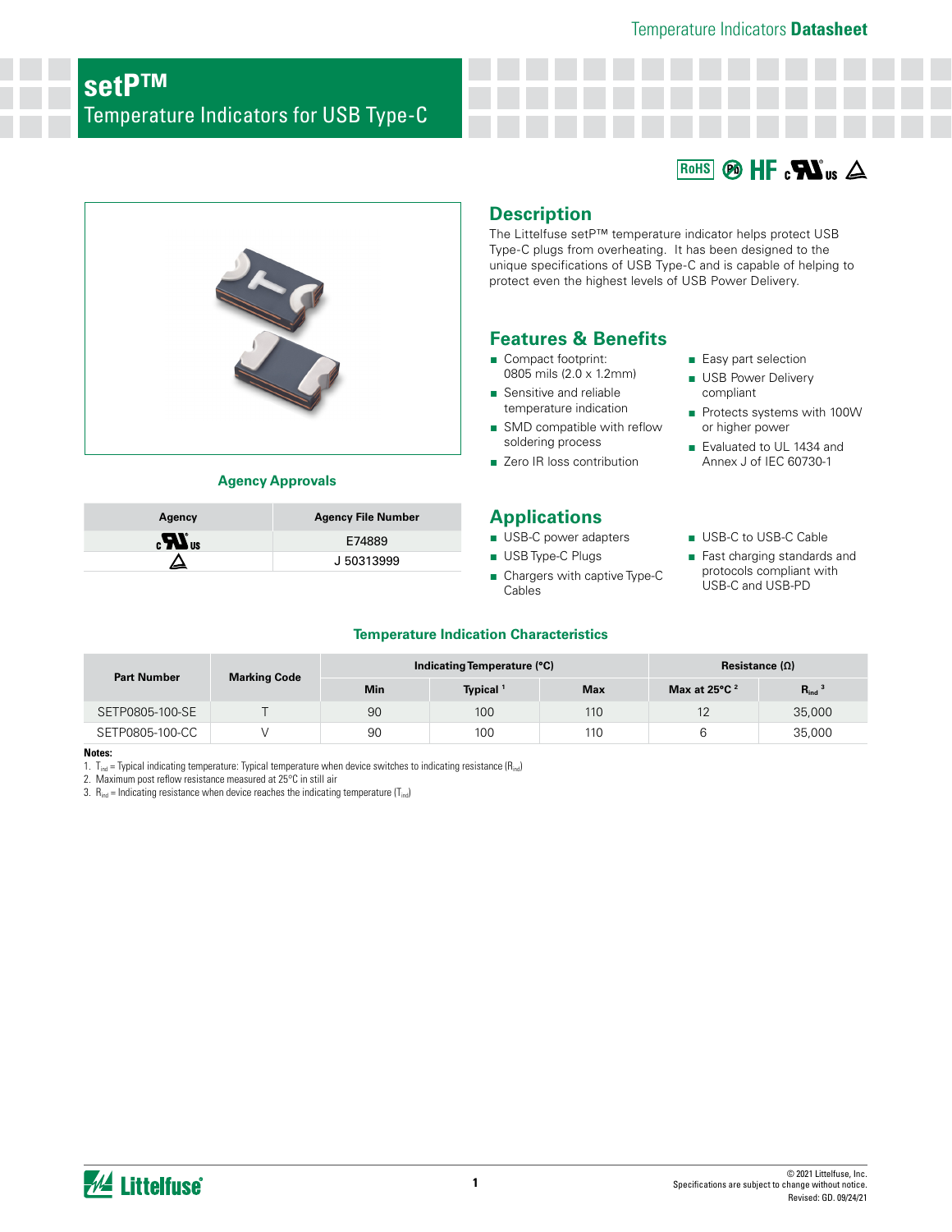Temperature Indicators **Datasheet**

# setP™
## Temperature Indicators for USB Type-C

RoHS Pb HF cULus

## Description

The Littelfuse setP™ temperature indicator helps protect USB Type-C plugs from overheating. It has been designed to the unique specifications of USB Type-C and is capable of helping to protect even the highest levels of USB Power Delivery.

## Features & Benefits

- Compact footprint: 0805 mils (2.0 x 1.2mm)
- Sensitive and reliable temperature indication
- SMD compatible with reflow soldering process
- Zero IR loss contribution
- Easy part selection
- USB Power Delivery compliant
- Protects systems with 100W or higher power
- Evaluated to UL 1434 and Annex J of IEC 60730-1

### Agency Approvals

| Agency | Agency File Number |
|---|---|
| cULus | E74889 |
| △ | J 50313999 |

## Applications

- USB-C power adapters
- USB Type-C Plugs
- Chargers with captive Type-C Cables
- USB-C to USB-C Cable
- Fast charging standards and protocols compliant with USB-C and USB-PD

### Temperature Indication Characteristics

| Part Number | Marking Code | Indicating Temperature (°C) | | | Resistance (Ω) | |
|---|---|---|---|---|---|---|
| | | Min | Typical [1] | Max | Max at 25°C [2] | $R_{ind}$ [3] |
| SETP0805-100-SE | T | 90 | 100 | 110 | 12 | 35,000 |
| SETP0805-100-CC | V | 90 | 100 | 110 | 6 | 35,000 |

**Notes:**
1. $T_{ind}$ = Typical indicating temperature: Typical temperature when device switches to indicating resistance ($R_{ind}$)
2. Maximum post reflow resistance measured at 25°C in still air
3. $R_{ind}$ = Indicating resistance when device reaches the indicating temperature ($T_{ind}$)

© 2021 Littelfuse, Inc.
Specifications are subject to change without notice.
Revised: GD. 09/24/21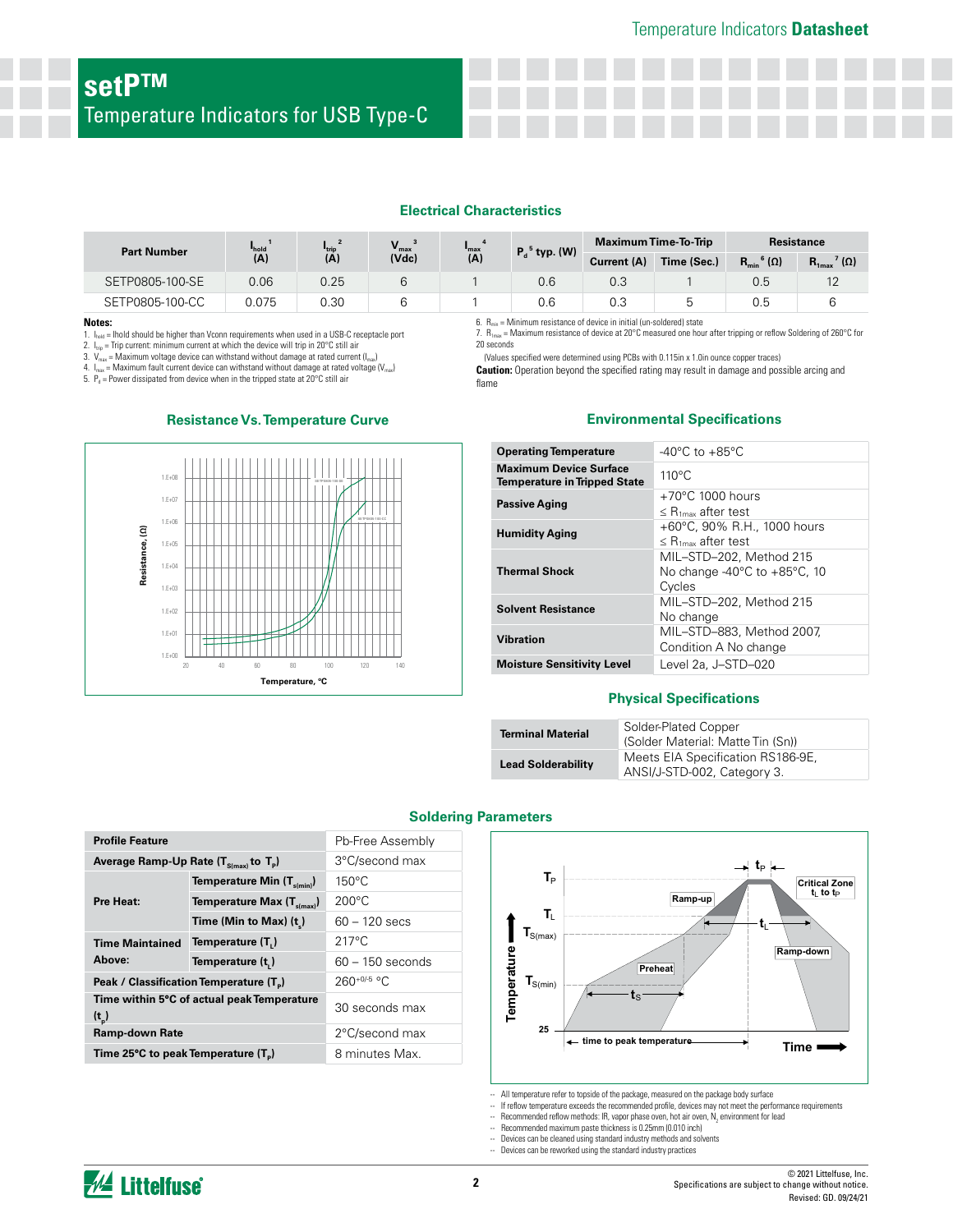# setP™

## Temperature Indicators for USB Type-C

### Electrical Characteristics

| Part Number | $I_{hold}$ [1] (A) | $I_{trip}$ [2] (A) | $V_{max}$ [3] (Vdc) | $I_{max}$ [4] (A) | $P_d$ [5] typ. (W) | Maximum Time-To-Trip | | Resistance | |
|---|---|---|---|---|---|---|---|---|---|
| | | | | | | Current (A) | Time (Sec.) | $R_{min}$ [6] (Ω) | $R_{1max}$ [7] (Ω) |
| SETP0805-100-SE | 0.06 | 0.25 | 6 | 1 | 0.6 | 0.3 | 1 | 0.5 | 12 |
| SETP0805-100-CC | 0.075 | 0.30 | 6 | 1 | 0.6 | 0.3 | 5 | 0.5 | 6 |

**Notes:**
1. $I_{hold}$ = Ihold should be higher than Vconn requirements when used in a USB-C receptacle port
2. $I_{trip}$ = Trip current: minimum current at which the device will trip in 20°C still air
3. $V_{max}$ = Maximum voltage device can withstand without damage at rated current ($I_{max}$)
4. $I_{max}$ = Maximum fault current device can withstand without damage at rated voltage ($V_{max}$)
5. $P_d$ = Power dissipated from device when in the tripped state at 20°C still air
6. $R_{min}$ = Minimum resistance of device in initial (un-soldered) state
7. $R_{1max}$ = Maximum resistance of device at 20°C measured one hour after tripping or reflow Soldering of 260°C for 20 seconds

(Values specified were determined using PCBs with 0.115in x 1.0in ounce copper traces)

**Caution:** Operation beyond the specified rating may result in damage and possible arcing and flame

### Resistance Vs. Temperature Curve

### Environmental Specifications

| | |
|---|---|
| **Operating Temperature** | -40°C to +85°C |
| **Maximum Device Surface Temperature in Tripped State** | 110°C |
| **Passive Aging** | +70°C 1000 hours<br>≤ $R_{1max}$ after test |
| **Humidity Aging** | +60°C, 90% R.H., 1000 hours<br>≤ $R_{1max}$ after test |
| **Thermal Shock** | MIL–STD–202, Method 215<br>No change -40°C to +85°C, 10 Cycles |
| **Solvent Resistance** | MIL–STD–202, Method 215<br>No change |
| **Vibration** | MIL–STD–883, Method 2007, Condition A No change |
| **Moisture Sensitivity Level** | Level 2a, J–STD–020 |

### Physical Specifications

| | |
|---|---|
| **Terminal Material** | Solder-Plated Copper<br>(Solder Material: Matte Tin (Sn)) |
| **Lead Solderability** | Meets EIA Specification RS186-9E, ANSI/J-STD-002, Category 3. |

### Soldering Parameters

| Profile Feature | | Pb-Free Assembly |
|---|---|---|
| Average Ramp-Up Rate ($T_{S(max)}$ to $T_P$) | | 3°C/second max |
| Pre Heat: | Temperature Min ($T_{s(min)}$) | 150°C |
| | Temperature Max ($T_{s(max)}$) | 200°C |
| | Time (Min to Max) ($t_s$) | 60 – 120 secs |
| Time Maintained Above: | Temperature ($T_L$) | 217°C |
| | Temperature ($t_L$) | 60 – 150 seconds |
| Peak / Classification Temperature ($T_P$) | | $260^{+0/-5}$ °C |
| Time within 5°C of actual peak Temperature ($t_p$) | | 30 seconds max |
| Ramp-down Rate | | 2°C/second max |
| Time 25°C to peak Temperature ($T_P$) | | 8 minutes Max. |

- All temperature refer to topside of the package, measured on the package body surface
- If reflow temperature exceeds the recommended profile, devices may not meet the performance requirements
- Recommended reflow methods: IR, vapor phase oven, hot air oven, $N_2$ environment for lead
- Recommended maximum paste thickness is 0.25mm (0.010 inch)
- Devices can be cleaned using standard industry methods and solvents
- Devices can be reworked using the standard industry practices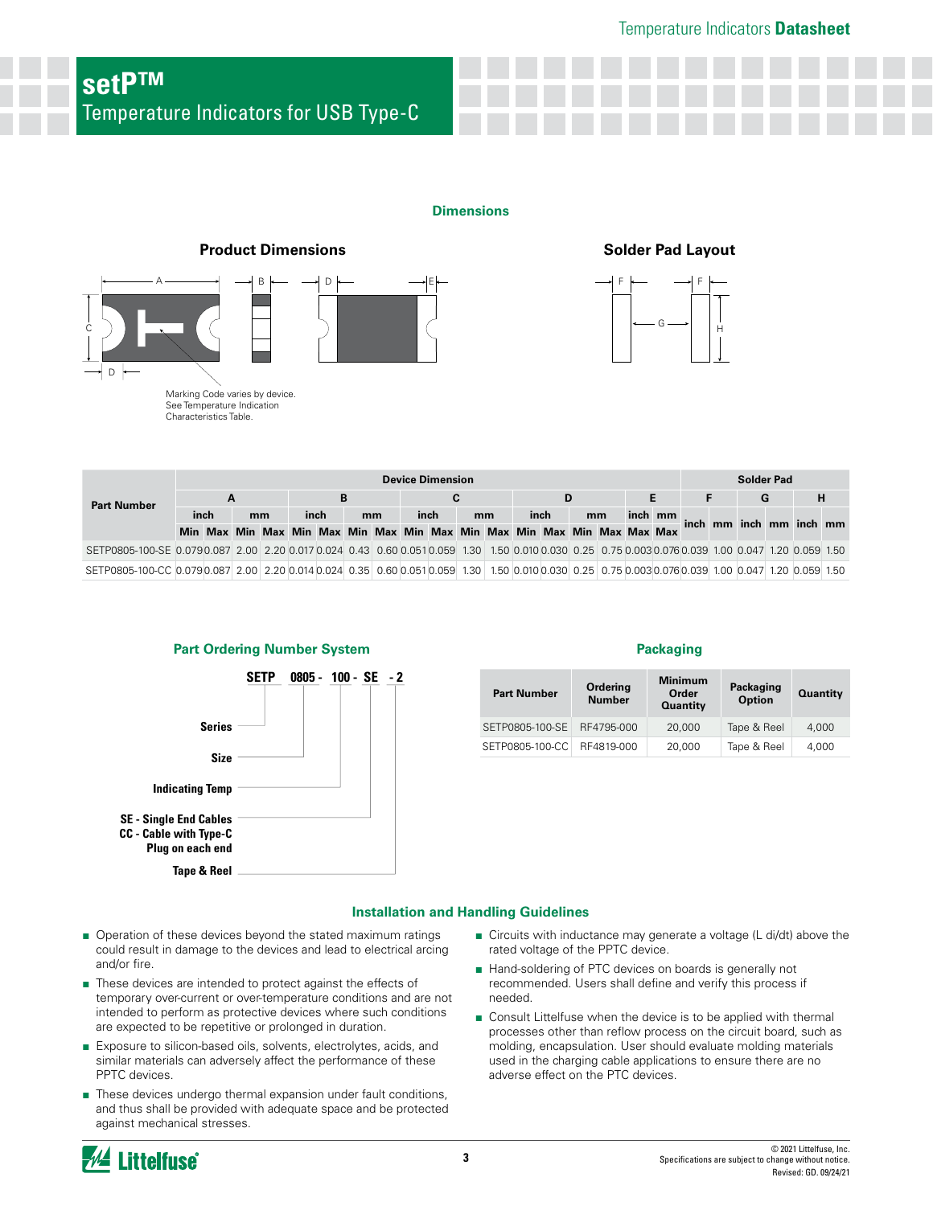# setP™

## Temperature Indicators for USB Type-C

### Dimensions

**Product Dimensions**

**Solder Pad Layout**

Marking Code varies by device. See Temperature Indication Characteristics Table.

| Part Number | Device Dimension | | | | | | | | | | | | | | | | | | Solder Pad | | | | | |
|---|---|---|---|---|---|---|---|---|---|---|---|---|---|---|---|---|---|---|---|---|---|---|---|---|
| | A | | | | B | | | | C | | | | D | | | | E | | F | | G | | H | |
| | inch | | mm | | inch | | mm | | inch | | mm | | inch | | mm | | inch | mm | inch | mm | inch | mm | inch | mm |
| | Min | Max | Min | Max | Min | Max | Min | Max | Min | Max | Min | Max | Min | Max | Min | Max | Max | Max | | | | | | |
| SETP0805-100-SE | 0.079 | 0.087 | 2.00 | 2.20 | 0.017 | 0.024 | 0.43 | 0.60 | 0.051 | 0.059 | 1.30 | 1.50 | 0.010 | 0.030 | 0.25 | 0.75 | 0.003 | 0.076 | 0.039 | 1.00 | 0.047 | 1.20 | 0.059 | 1.50 |
| SETP0805-100-CC | 0.079 | 0.087 | 2.00 | 2.20 | 0.014 | 0.024 | 0.35 | 0.60 | 0.051 | 0.059 | 1.30 | 1.50 | 0.010 | 0.030 | 0.25 | 0.75 | 0.003 | 0.076 | 0.039 | 1.00 | 0.047 | 1.20 | 0.059 | 1.50 |

### Part Ordering Number System

**SETP 0805 - 100 - SE - 2**

- **Series** – SETP
- **Size** – 0805
- **Indicating Temp** – 100
- **SE - Single End Cables / CC - Cable with Type-C Plug on each end** – SE
- **Tape & Reel** – 2

### Packaging

| Part Number | Ordering Number | Minimum Order Quantity | Packaging Option | Quantity |
|---|---|---|---|---|
| SETP0805-100-SE | RF4795-000 | 20,000 | Tape & Reel | 4,000 |
| SETP0805-100-CC | RF4819-000 | 20,000 | Tape & Reel | 4,000 |

### Installation and Handling Guidelines

- Operation of these devices beyond the stated maximum ratings could result in damage to the devices and lead to electrical arcing and/or fire.
- These devices are intended to protect against the effects of temporary over-current or over-temperature conditions and are not intended to perform as protective devices where such conditions are expected to be repetitive or prolonged in duration.
- Exposure to silicon-based oils, solvents, electrolytes, acids, and similar materials can adversely affect the performance of these PPTC devices.
- These devices undergo thermal expansion under fault conditions, and thus shall be provided with adequate space and be protected against mechanical stresses.
- Circuits with inductance may generate a voltage (L di/dt) above the rated voltage of the PPTC device.
- Hand-soldering of PTC devices on boards is generally not recommended. Users shall define and verify this process if needed.
- Consult Littelfuse when the device is to be applied with thermal processes other than reflow process on the circuit board, such as molding, encapsulation. User should evaluate molding materials used in the charging cable applications to ensure there are no adverse effect on the PTC devices.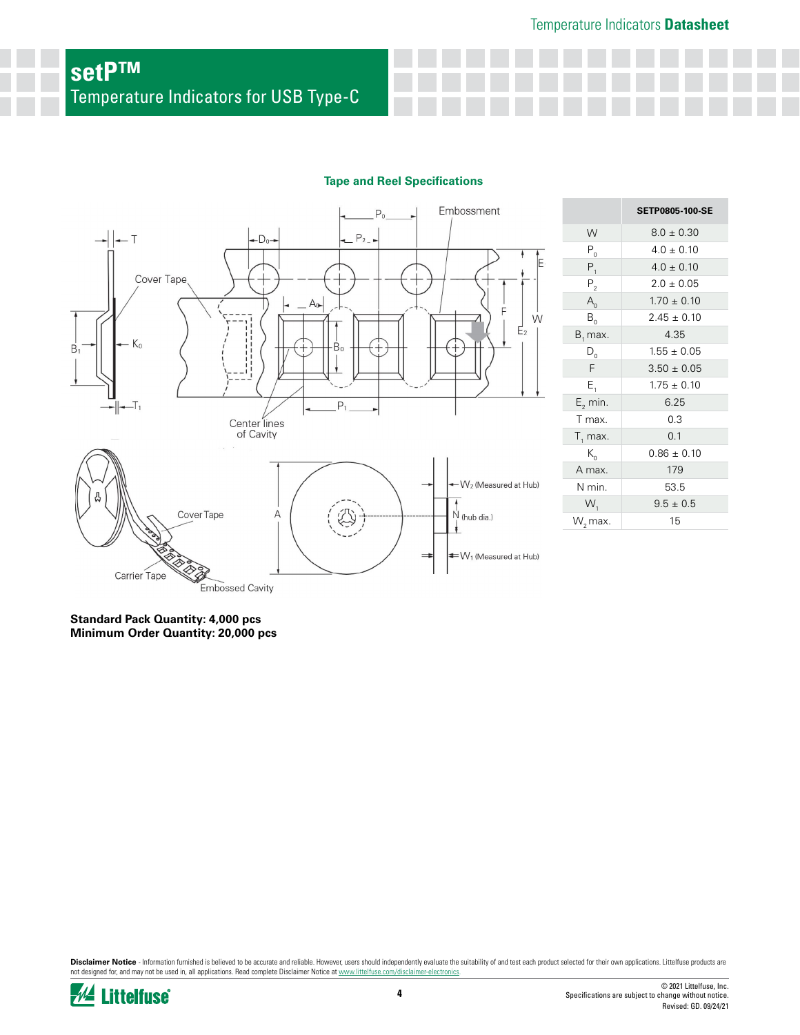# setP™

## Temperature Indicators for USB Type-C

### Tape and Reel Specifications

P0
Embossment
T
D0
P2
E
Cover Tape
A0
F
W
B1
K0
B0
E2
T1
P1
Center lines of Cavity

Cover Tape
A
W2 (Measured at Hub)
N (hub dia.)
W1 (Measured at Hub)
Carrier Tape
Embossed Cavity

| | SETP0805-100-SE |
|---|---|
| W | 8.0 ± 0.30 |
| $P_0$ | 4.0 ± 0.10 |
| $P_1$ | 4.0 ± 0.10 |
| $P_2$ | 2.0 ± 0.05 |
| $A_0$ | 1.70 ± 0.10 |
| $B_0$ | 2.45 ± 0.10 |
| $B_1$ max. | 4.35 |
| $D_0$ | 1.55 ± 0.05 |
| F | 3.50 ± 0.05 |
| $E_1$ | 1.75 ± 0.10 |
| $E_2$ min. | 6.25 |
| T max. | 0.3 |
| $T_1$ max. | 0.1 |
| $K_0$ | 0.86 ± 0.10 |
| A max. | 179 |
| N min. | 53.5 |
| $W_1$ | 9.5 ± 0.5 |
| $W_2$ max. | 15 |

**Standard Pack Quantity: 4,000 pcs**
**Minimum Order Quantity: 20,000 pcs**

**Disclaimer Notice** - Information furnished is believed to be accurate and reliable. However, users should independently evaluate the suitability of and test each product selected for their own applications. Littelfuse products are not designed for, and may not be used in, all applications. Read complete Disclaimer Notice at www.littelfuse.com/disclaimer-electronics.

© 2021 Littelfuse, Inc.
Specifications are subject to change without notice.
Revised: GD. 09/24/21